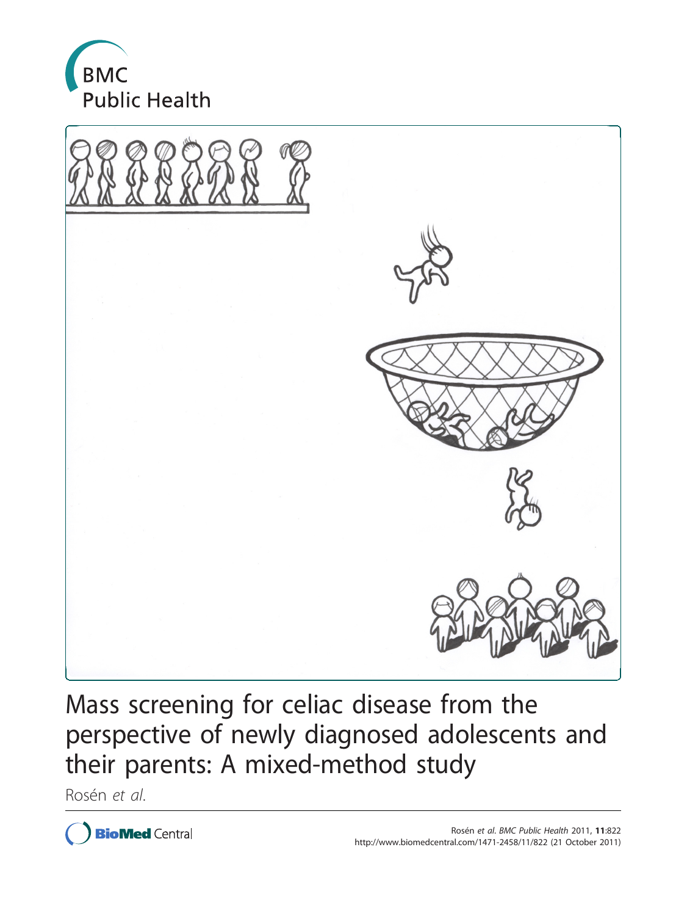BMC Public Health

# Mass screening for celiac disease from the perspective of newly diagnosed adolescents and their parents: A mixed-method study

Rosén *et al.*

Rosén *et al. BMC Public Health* 2011, **11**:822
http://www.biomedcentral.com/1471-2458/11/822 (21 October 2011)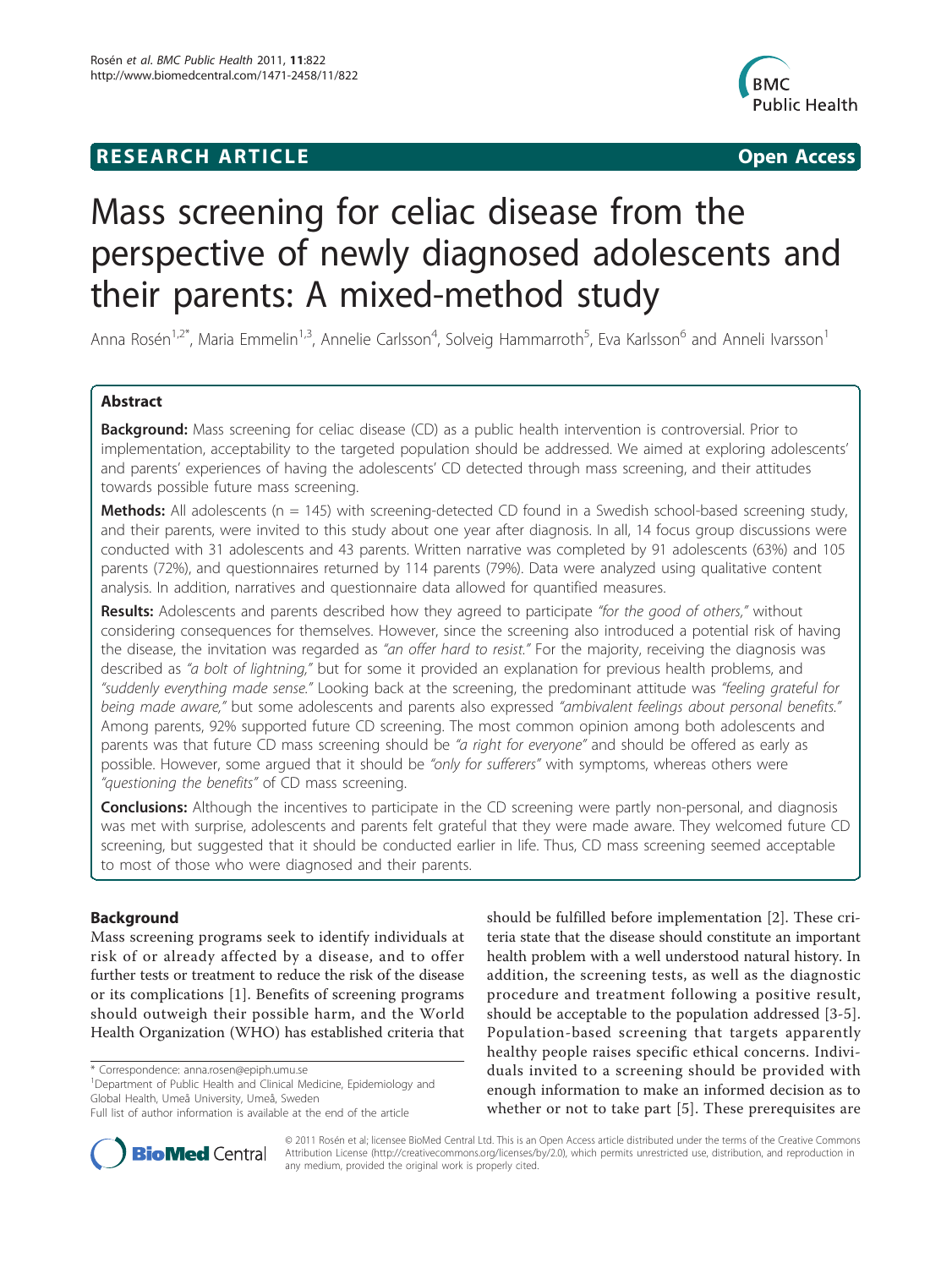# RESEARCH ARTICLE

**Open Access**

# Mass screening for celiac disease from the perspective of newly diagnosed adolescents and their parents: A mixed-method study

Anna Rosén[1,2*], Maria Emmelin[1,3], Annelie Carlsson[4], Solveig Hammarroth[5], Eva Karlsson[6] and Anneli Ivarsson[1]

## Abstract

**Background:** Mass screening for celiac disease (CD) as a public health intervention is controversial. Prior to implementation, acceptability to the targeted population should be addressed. We aimed at exploring adolescents' and parents' experiences of having the adolescents' CD detected through mass screening, and their attitudes towards possible future mass screening.

**Methods:** All adolescents (n = 145) with screening-detected CD found in a Swedish school-based screening study, and their parents, were invited to this study about one year after diagnosis. In all, 14 focus group discussions were conducted with 31 adolescents and 43 parents. Written narrative was completed by 91 adolescents (63%) and 105 parents (72%), and questionnaires returned by 114 parents (79%). Data were analyzed using qualitative content analysis. In addition, narratives and questionnaire data allowed for quantified measures.

**Results:** Adolescents and parents described how they agreed to participate *"for the good of others,"* without considering consequences for themselves. However, since the screening also introduced a potential risk of having the disease, the invitation was regarded as *"an offer hard to resist."* For the majority, receiving the diagnosis was described as *"a bolt of lightning,"* but for some it provided an explanation for previous health problems, and *"suddenly everything made sense."* Looking back at the screening, the predominant attitude was *"feeling grateful for being made aware,"* but some adolescents and parents also expressed *"ambivalent feelings about personal benefits."* Among parents, 92% supported future CD screening. The most common opinion among both adolescents and parents was that future CD mass screening should be *"a right for everyone"* and should be offered as early as possible. However, some argued that it should be *"only for sufferers"* with symptoms, whereas others were *"questioning the benefits"* of CD mass screening.

**Conclusions:** Although the incentives to participate in the CD screening were partly non-personal, and diagnosis was met with surprise, adolescents and parents felt grateful that they were made aware. They welcomed future CD screening, but suggested that it should be conducted earlier in life. Thus, CD mass screening seemed acceptable to most of those who were diagnosed and their parents.

## Background

Mass screening programs seek to identify individuals at risk of or already affected by a disease, and to offer further tests or treatment to reduce the risk of the disease or its complications [1]. Benefits of screening programs should outweigh their possible harm, and the World Health Organization (WHO) has established criteria that should be fulfilled before implementation [2]. These criteria state that the disease should constitute an important health problem with a well understood natural history. In addition, the screening tests, as well as the diagnostic procedure and treatment following a positive result, should be acceptable to the population addressed [3-5]. Population-based screening that targets apparently healthy people raises specific ethical concerns. Individuals invited to a screening should be provided with enough information to make an informed decision as to whether or not to take part [5]. These prerequisites are

\* Correspondence: anna.rosen@epiph.umu.se
[1]Department of Public Health and Clinical Medicine, Epidemiology and Global Health, Umeå University, Umeå, Sweden
Full list of author information is available at the end of the article

© 2011 Rosén et al; licensee BioMed Central Ltd. This is an Open Access article distributed under the terms of the Creative Commons Attribution License (http://creativecommons.org/licenses/by/2.0), which permits unrestricted use, distribution, and reproduction in any medium, provided the original work is properly cited.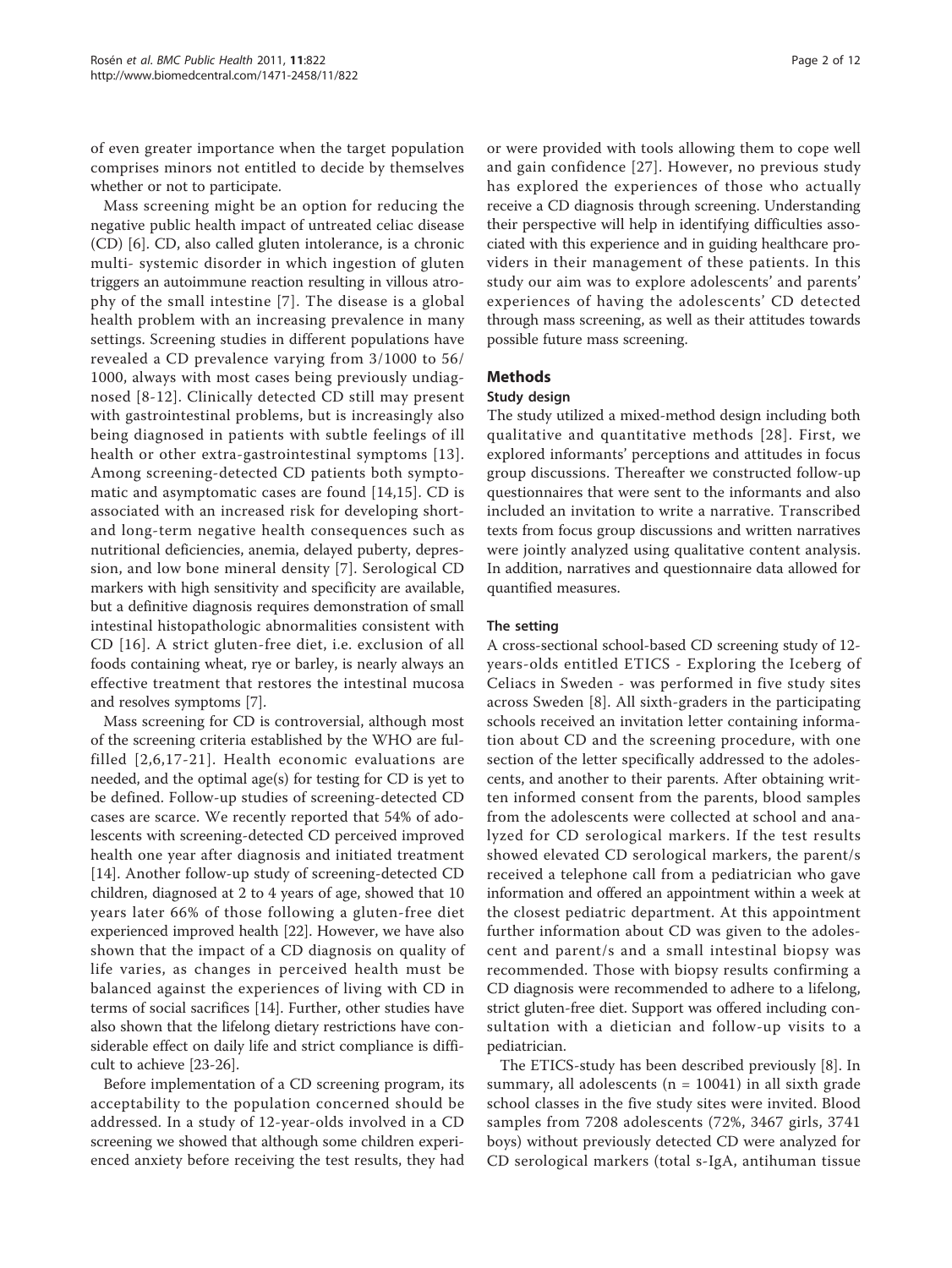of even greater importance when the target population comprises minors not entitled to decide by themselves whether or not to participate.

Mass screening might be an option for reducing the negative public health impact of untreated celiac disease (CD) [6]. CD, also called gluten intolerance, is a chronic multi- systemic disorder in which ingestion of gluten triggers an autoimmune reaction resulting in villous atrophy of the small intestine [7]. The disease is a global health problem with an increasing prevalence in many settings. Screening studies in different populations have revealed a CD prevalence varying from 3/1000 to 56/1000, always with most cases being previously undiagnosed [8-12]. Clinically detected CD still may present with gastrointestinal problems, but is increasingly also being diagnosed in patients with subtle feelings of ill health or other extra-gastrointestinal symptoms [13]. Among screening-detected CD patients both symptomatic and asymptomatic cases are found [14,15]. CD is associated with an increased risk for developing short- and long-term negative health consequences such as nutritional deficiencies, anemia, delayed puberty, depression, and low bone mineral density [7]. Serological CD markers with high sensitivity and specificity are available, but a definitive diagnosis requires demonstration of small intestinal histopathologic abnormalities consistent with CD [16]. A strict gluten-free diet, i.e. exclusion of all foods containing wheat, rye or barley, is nearly always an effective treatment that restores the intestinal mucosa and resolves symptoms [7].

Mass screening for CD is controversial, although most of the screening criteria established by the WHO are fulfilled [2,6,17-21]. Health economic evaluations are needed, and the optimal age(s) for testing for CD is yet to be defined. Follow-up studies of screening-detected CD cases are scarce. We recently reported that 54% of adolescents with screening-detected CD perceived improved health one year after diagnosis and initiated treatment [14]. Another follow-up study of screening-detected CD children, diagnosed at 2 to 4 years of age, showed that 10 years later 66% of those following a gluten-free diet experienced improved health [22]. However, we have also shown that the impact of a CD diagnosis on quality of life varies, as changes in perceived health must be balanced against the experiences of living with CD in terms of social sacrifices [14]. Further, other studies have also shown that the lifelong dietary restrictions have considerable effect on daily life and strict compliance is difficult to achieve [23-26].

Before implementation of a CD screening program, its acceptability to the population concerned should be addressed. In a study of 12-year-olds involved in a CD screening we showed that although some children experienced anxiety before receiving the test results, they had or were provided with tools allowing them to cope well and gain confidence [27]. However, no previous study has explored the experiences of those who actually receive a CD diagnosis through screening. Understanding their perspective will help in identifying difficulties associated with this experience and in guiding healthcare providers in their management of these patients. In this study our aim was to explore adolescents' and parents' experiences of having the adolescents' CD detected through mass screening, as well as their attitudes towards possible future mass screening.

## Methods

### Study design

The study utilized a mixed-method design including both qualitative and quantitative methods [28]. First, we explored informants' perceptions and attitudes in focus group discussions. Thereafter we constructed follow-up questionnaires that were sent to the informants and also included an invitation to write a narrative. Transcribed texts from focus group discussions and written narratives were jointly analyzed using qualitative content analysis. In addition, narratives and questionnaire data allowed for quantified measures.

### The setting

A cross-sectional school-based CD screening study of 12-years-olds entitled ETICS - Exploring the Iceberg of Celiacs in Sweden - was performed in five study sites across Sweden [8]. All sixth-graders in the participating schools received an invitation letter containing information about CD and the screening procedure, with one section of the letter specifically addressed to the adolescents, and another to their parents. After obtaining written informed consent from the parents, blood samples from the adolescents were collected at school and analyzed for CD serological markers. If the test results showed elevated CD serological markers, the parent/s received a telephone call from a pediatrician who gave information and offered an appointment within a week at the closest pediatric department. At this appointment further information about CD was given to the adolescent and parent/s and a small intestinal biopsy was recommended. Those with biopsy results confirming a CD diagnosis were recommended to adhere to a lifelong, strict gluten-free diet. Support was offered including consultation with a dietician and follow-up visits to a pediatrician.

The ETICS-study has been described previously [8]. In summary, all adolescents (n = 10041) in all sixth grade school classes in the five study sites were invited. Blood samples from 7208 adolescents (72%, 3467 girls, 3741 boys) without previously detected CD were analyzed for CD serological markers (total s-IgA, antihuman tissue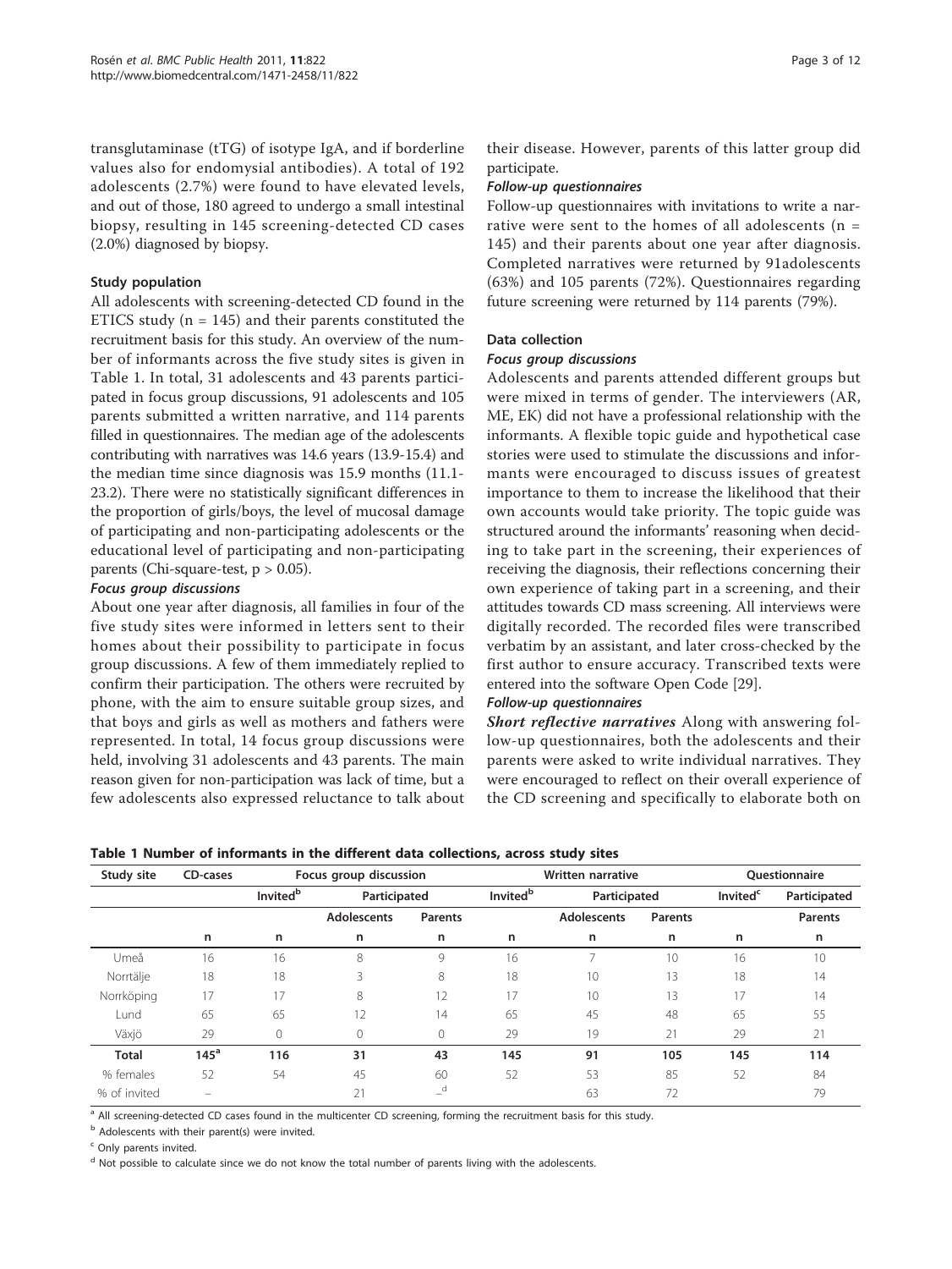transglutaminase (tTG) of isotype IgA, and if borderline values also for endomysial antibodies). A total of 192 adolescents (2.7%) were found to have elevated levels, and out of those, 180 agreed to undergo a small intestinal biopsy, resulting in 145 screening-detected CD cases (2.0%) diagnosed by biopsy.

### Study population

All adolescents with screening-detected CD found in the ETICS study (n = 145) and their parents constituted the recruitment basis for this study. An overview of the number of informants across the five study sites is given in Table 1. In total, 31 adolescents and 43 parents participated in focus group discussions, 91 adolescents and 105 parents submitted a written narrative, and 114 parents filled in questionnaires. The median age of the adolescents contributing with narratives was 14.6 years (13.9-15.4) and the median time since diagnosis was 15.9 months (11.1-23.2). There were no statistically significant differences in the proportion of girls/boys, the level of mucosal damage of participating and non-participating adolescents or the educational level of participating and non-participating parents (Chi-square-test, $p > 0.05$).

#### *Focus group discussions*

About one year after diagnosis, all families in four of the five study sites were informed in letters sent to their homes about their possibility to participate in focus group discussions. A few of them immediately replied to confirm their participation. The others were recruited by phone, with the aim to ensure suitable group sizes, and that boys and girls as well as mothers and fathers were represented. In total, 14 focus group discussions were held, involving 31 adolescents and 43 parents. The main reason given for non-participation was lack of time, but a few adolescents also expressed reluctance to talk about their disease. However, parents of this latter group did participate.

#### *Follow-up questionnaires*

Follow-up questionnaires with invitations to write a narrative were sent to the homes of all adolescents (n = 145) and their parents about one year after diagnosis. Completed narratives were returned by 91adolescents (63%) and 105 parents (72%). Questionnaires regarding future screening were returned by 114 parents (79%).

### Data collection

#### *Focus group discussions*

Adolescents and parents attended different groups but were mixed in terms of gender. The interviewers (AR, ME, EK) did not have a professional relationship with the informants. A flexible topic guide and hypothetical case stories were used to stimulate the discussions and informants were encouraged to discuss issues of greatest importance to them to increase the likelihood that their own accounts would take priority. The topic guide was structured around the informants' reasoning when deciding to take part in the screening, their experiences of receiving the diagnosis, their reflections concerning their own experience of taking part in a screening, and their attitudes towards CD mass screening. All interviews were digitally recorded. The recorded files were transcribed verbatim by an assistant, and later cross-checked by the first author to ensure accuracy. Transcribed texts were entered into the software Open Code [29].

#### *Follow-up questionnaires*

***Short reflective narratives*** Along with answering follow-up questionnaires, both the adolescents and their parents were asked to write individual narratives. They were encouraged to reflect on their overall experience of the CD screening and specifically to elaborate both on

**Table 1 Number of informants in the different data collections, across study sites**

| Study site | CD-cases | Focus group discussion | | | Written narrative | | | Questionnaire | |
|---|---|---|---|---|---|---|---|---|---|
| | | Invited[b] | Participated | | Invited[b] | Participated | | Invited[c] | Participated |
| | | | Adolescents | Parents | | Adolescents | Parents | | Parents |
| | n | n | n | n | n | n | n | n | n |
| Umeå | 16 | 16 | 8 | 9 | 16 | 7 | 10 | 16 | 10 |
| Norrtälje | 18 | 18 | 3 | 8 | 18 | 10 | 13 | 18 | 14 |
| Norrköping | 17 | 17 | 8 | 12 | 17 | 10 | 13 | 17 | 14 |
| Lund | 65 | 65 | 12 | 14 | 65 | 45 | 48 | 65 | 55 |
| Växjö | 29 | 0 | 0 | 0 | 29 | 19 | 21 | 29 | 21 |
| **Total** | **145[a]** | **116** | **31** | **43** | **145** | **91** | **105** | **145** | **114** |
| % females | 52 | 54 | 45 | 60 | 52 | 53 | 85 | 52 | 84 |
| % of invited | – | | 21 | –[d] | | 63 | 72 | | 79 |

[a] All screening-detected CD cases found in the multicenter CD screening, forming the recruitment basis for this study.

[b] Adolescents with their parent(s) were invited.

[c] Only parents invited.

[d] Not possible to calculate since we do not know the total number of parents living with the adolescents.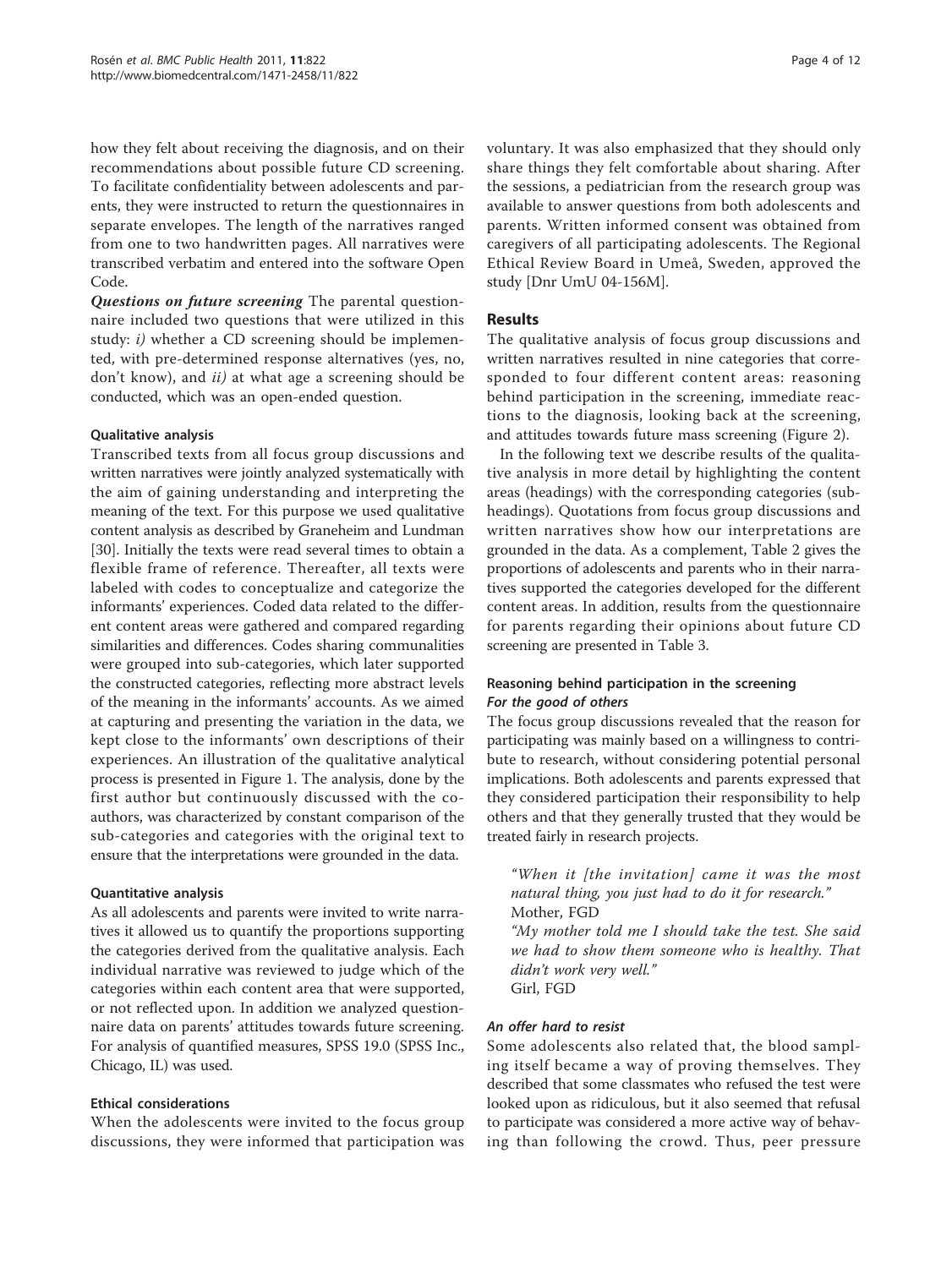how they felt about receiving the diagnosis, and on their recommendations about possible future CD screening. To facilitate confidentiality between adolescents and parents, they were instructed to return the questionnaires in separate envelopes. The length of the narratives ranged from one to two handwritten pages. All narratives were transcribed verbatim and entered into the software Open Code.

***Questions on future screening*** The parental questionnaire included two questions that were utilized in this study: *i)* whether a CD screening should be implemented, with pre-determined response alternatives (yes, no, don't know), and *ii)* at what age a screening should be conducted, which was an open-ended question.

#### Qualitative analysis

Transcribed texts from all focus group discussions and written narratives were jointly analyzed systematically with the aim of gaining understanding and interpreting the meaning of the text. For this purpose we used qualitative content analysis as described by Graneheim and Lundman [30]. Initially the texts were read several times to obtain a flexible frame of reference. Thereafter, all texts were labeled with codes to conceptualize and categorize the informants' experiences. Coded data related to the different content areas were gathered and compared regarding similarities and differences. Codes sharing communalities were grouped into sub-categories, which later supported the constructed categories, reflecting more abstract levels of the meaning in the informants' accounts. As we aimed at capturing and presenting the variation in the data, we kept close to the informants' own descriptions of their experiences. An illustration of the qualitative analytical process is presented in Figure 1. The analysis, done by the first author but continuously discussed with the co-authors, was characterized by constant comparison of the sub-categories and categories with the original text to ensure that the interpretations were grounded in the data.

#### Quantitative analysis

As all adolescents and parents were invited to write narratives it allowed us to quantify the proportions supporting the categories derived from the qualitative analysis. Each individual narrative was reviewed to judge which of the categories within each content area that were supported, or not reflected upon. In addition we analyzed questionnaire data on parents' attitudes towards future screening. For analysis of quantified measures, SPSS 19.0 (SPSS Inc., Chicago, IL) was used.

#### Ethical considerations

When the adolescents were invited to the focus group discussions, they were informed that participation was voluntary. It was also emphasized that they should only share things they felt comfortable about sharing. After the sessions, a pediatrician from the research group was available to answer questions from both adolescents and parents. Written informed consent was obtained from caregivers of all participating adolescents. The Regional Ethical Review Board in Umeå, Sweden, approved the study [Dnr UmU 04-156M].

## Results

The qualitative analysis of focus group discussions and written narratives resulted in nine categories that corresponded to four different content areas: reasoning behind participation in the screening, immediate reactions to the diagnosis, looking back at the screening, and attitudes towards future mass screening (Figure 2).

In the following text we describe results of the qualitative analysis in more detail by highlighting the content areas (headings) with the corresponding categories (sub-headings). Quotations from focus group discussions and written narratives show how our interpretations are grounded in the data. As a complement, Table 2 gives the proportions of adolescents and parents who in their narratives supported the categories developed for the different content areas. In addition, results from the questionnaire for parents regarding their opinions about future CD screening are presented in Table 3.

### Reasoning behind participation in the screening

#### *For the good of others*

The focus group discussions revealed that the reason for participating was mainly based on a willingness to contribute to research, without considering potential personal implications. Both adolescents and parents expressed that they considered participation their responsibility to help others and that they generally trusted that they would be treated fairly in research projects.

> *"When it [the invitation] came it was the most natural thing, you just had to do it for research."*
> Mother, FGD
>
> *"My mother told me I should take the test. She said we had to show them someone who is healthy. That didn't work very well."*
> Girl, FGD

#### *An offer hard to resist*

Some adolescents also related that, the blood sampling itself became a way of proving themselves. They described that some classmates who refused the test were looked upon as ridiculous, but it also seemed that refusal to participate was considered a more active way of behaving than following the crowd. Thus, peer pressure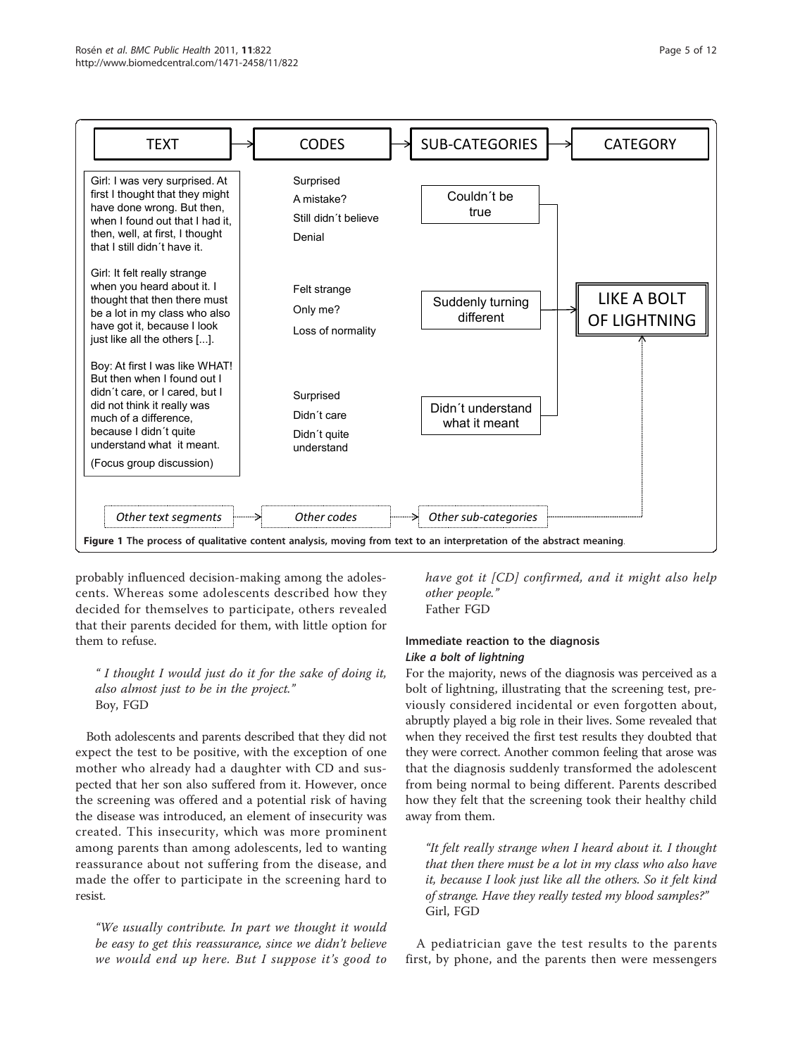| TEXT | CODES | SUB-CATEGORIES | CATEGORY |
| --- | --- | --- | --- |
| Girl: I was very surprised. At first I thought that they might have done wrong. But then, when I found out that I had it, then, well, at first, I thought that I still didn´t have it. | Surprised<br>A mistake?<br>Still didn´t believe<br>Denial | Couldn´t be true | LIKE A BOLT OF LIGHTNING |
| Girl: It felt really strange when you heard about it. I thought that then there must be a lot in my class who also have got it, because I look just like all the others [...]. | Felt strange<br>Only me?<br>Loss of normality | Suddenly turning different | |
| Boy: At first I was like WHAT! But then when I found out I didn´t care, or I cared, but I did not think it really was much of a difference, because I didn´t quite understand what it meant.<br>(Focus group discussion) | Surprised<br>Didn´t care<br>Didn´t quite understand | Didn´t understand what it meant | |
| *Other text segments* | *Other codes* | *Other sub-categories* | |

**Figure 1 The process of qualitative content analysis, moving from text to an interpretation of the abstract meaning**.

probably influenced decision-making among the adolescents. Whereas some adolescents described how they decided for themselves to participate, others revealed that their parents decided for them, with little option for them to refuse.

> *" I thought I would just do it for the sake of doing it, also almost just to be in the project."*
> Boy, FGD

Both adolescents and parents described that they did not expect the test to be positive, with the exception of one mother who already had a daughter with CD and suspected that her son also suffered from it. However, once the screening was offered and a potential risk of having the disease was introduced, an element of insecurity was created. This insecurity, which was more prominent among parents than among adolescents, led to wanting reassurance about not suffering from the disease, and made the offer to participate in the screening hard to resist.

> *"We usually contribute. In part we thought it would be easy to get this reassurance, since we didn't believe we would end up here. But I suppose it's good to have got it [CD] confirmed, and it might also help other people."*
> Father FGD

### Immediate reaction to the diagnosis

#### *Like a bolt of lightning*

For the majority, news of the diagnosis was perceived as a bolt of lightning, illustrating that the screening test, previously considered incidental or even forgotten about, abruptly played a big role in their lives. Some revealed that when they received the first test results they doubted that they were correct. Another common feeling that arose was that the diagnosis suddenly transformed the adolescent from being normal to being different. Parents described how they felt that the screening took their healthy child away from them.

> *"It felt really strange when I heard about it. I thought that then there must be a lot in my class who also have it, because I look just like all the others. So it felt kind of strange. Have they really tested my blood samples?"*
> Girl, FGD

A pediatrician gave the test results to the parents first, by phone, and the parents then were messengers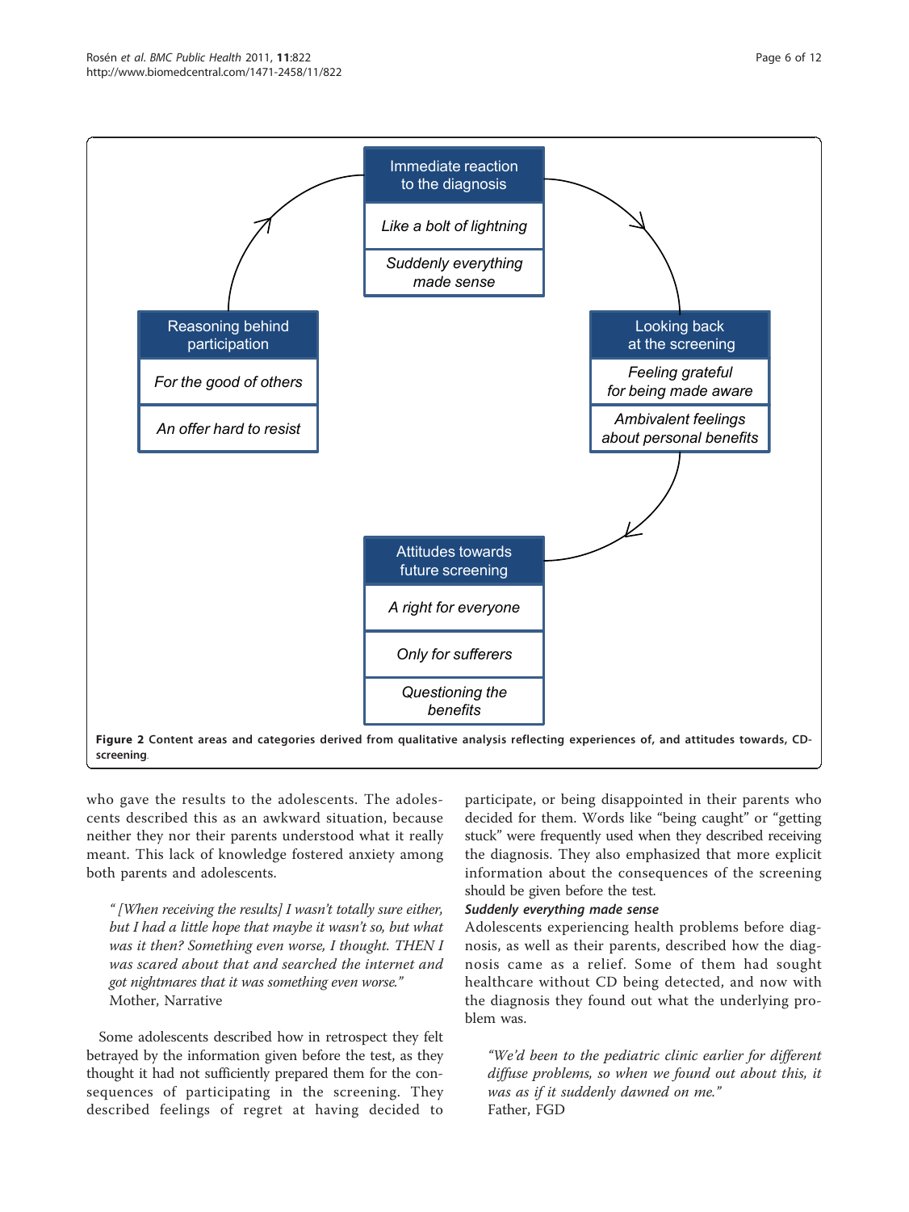Immediate reaction to the diagnosis

*Like a bolt of lightning*

*Suddenly everything made sense*

Looking back at the screening

*Feeling grateful for being made aware*

*Ambivalent feelings about personal benefits*

Attitudes towards future screening

*A right for everyone*

*Only for sufferers*

*Questioning the benefits*

Reasoning behind participation

*For the good of others*

*An offer hard to resist*

**Figure 2 Content areas and categories derived from qualitative analysis reflecting experiences of, and attitudes towards, CD-screening**.

who gave the results to the adolescents. The adolescents described this as an awkward situation, because neither they nor their parents understood what it really meant. This lack of knowledge fostered anxiety among both parents and adolescents.

> *" [When receiving the results] I wasn't totally sure either, but I had a little hope that maybe it wasn't so, but what was it then? Something even worse, I thought. THEN I was scared about that and searched the internet and got nightmares that it was something even worse."*
> Mother, Narrative

Some adolescents described how in retrospect they felt betrayed by the information given before the test, as they thought it had not sufficiently prepared them for the consequences of participating in the screening. They described feelings of regret at having decided to participate, or being disappointed in their parents who decided for them. Words like "being caught" or "getting stuck" were frequently used when they described receiving the diagnosis. They also emphasized that more explicit information about the consequences of the screening should be given before the test.

***Suddenly everything made sense***

Adolescents experiencing health problems before diagnosis, as well as their parents, described how the diagnosis came as a relief. Some of them had sought healthcare without CD being detected, and now with the diagnosis they found out what the underlying problem was.

> *"We'd been to the pediatric clinic earlier for different diffuse problems, so when we found out about this, it was as if it suddenly dawned on me."*
> Father, FGD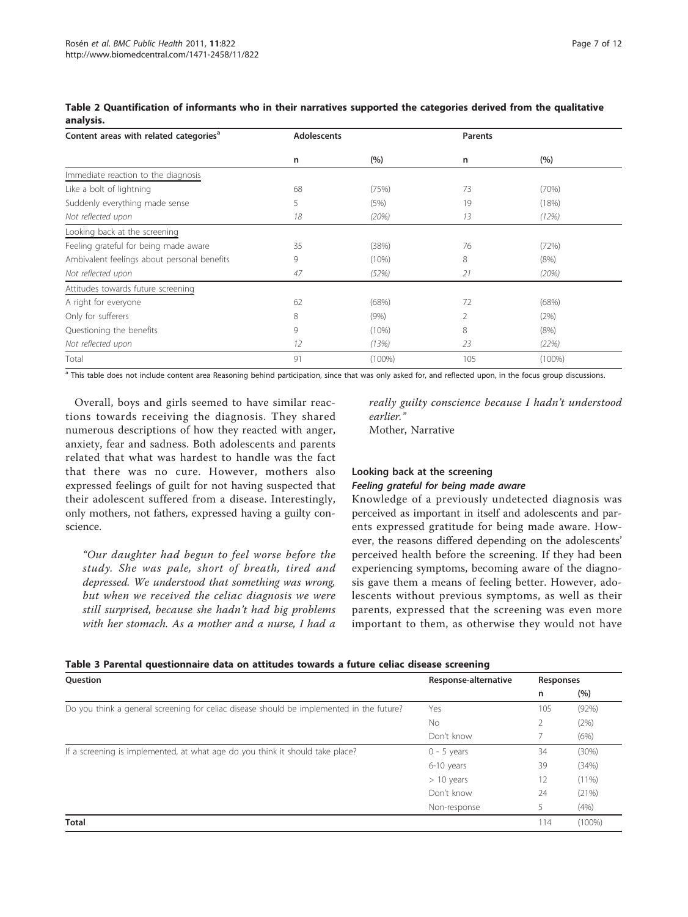**Table 2 Quantification of informants who in their narratives supported the categories derived from the qualitative analysis.**

| Content areas with related categories[a] | Adolescents | | Parents | |
|---|---|---|---|---|
| | n | (%) | n | (%) |
| Immediate reaction to the diagnosis | | | | |
| Like a bolt of lightning | 68 | (75%) | 73 | (70%) |
| Suddenly everything made sense | 5 | (5%) | 19 | (18%) |
| *Not reflected upon* | *18* | *(20%)* | *13* | *(12%)* |
| Looking back at the screening | | | | |
| Feeling grateful for being made aware | 35 | (38%) | 76 | (72%) |
| Ambivalent feelings about personal benefits | 9 | (10%) | 8 | (8%) |
| *Not reflected upon* | *47* | *(52%)* | *21* | *(20%)* |
| Attitudes towards future screening | | | | |
| A right for everyone | 62 | (68%) | 72 | (68%) |
| Only for sufferers | 8 | (9%) | 2 | (2%) |
| Questioning the benefits | 9 | (10%) | 8 | (8%) |
| *Not reflected upon* | *12* | *(13%)* | *23* | *(22%)* |
| Total | 91 | (100%) | 105 | (100%) |

[a] This table does not include content area Reasoning behind participation, since that was only asked for, and reflected upon, in the focus group discussions.

Overall, boys and girls seemed to have similar reactions towards receiving the diagnosis. They shared numerous descriptions of how they reacted with anger, anxiety, fear and sadness. Both adolescents and parents related that what was hardest to handle was the fact that there was no cure. However, mothers also expressed feelings of guilt for not having suspected that their adolescent suffered from a disease. Interestingly, only mothers, not fathers, expressed having a guilty conscience.

> *"Our daughter had begun to feel worse before the study. She was pale, short of breath, tired and depressed. We understood that something was wrong, but when we received the celiac diagnosis we were still surprised, because she hadn't had big problems with her stomach. As a mother and a nurse, I had a really guilty conscience because I hadn't understood earlier."*
>
> Mother, Narrative

### Looking back at the screening

#### *Feeling grateful for being made aware*

Knowledge of a previously undetected diagnosis was perceived as important in itself and adolescents and parents expressed gratitude for being made aware. However, the reasons differed depending on the adolescents' perceived health before the screening. If they had been experiencing symptoms, becoming aware of the diagnosis gave them a means of feeling better. However, adolescents without previous symptoms, as well as their parents, expressed that the screening was even more important to them, as otherwise they would not have

**Table 3 Parental questionnaire data on attitudes towards a future celiac disease screening**

| Question | Response-alternative | Responses | |
|---|---|---|---|
| | | n | (%) |
| Do you think a general screening for celiac disease should be implemented in the future? | Yes | 105 | (92%) |
| | No | 2 | (2%) |
| | Don't know | 7 | (6%) |
| If a screening is implemented, at what age do you think it should take place? | 0 - 5 years | 34 | (30%) |
| | 6-10 years | 39 | (34%) |
| | > 10 years | 12 | (11%) |
| | Don't know | 24 | (21%) |
| | Non-response | 5 | (4%) |
| **Total** | | 114 | (100%) |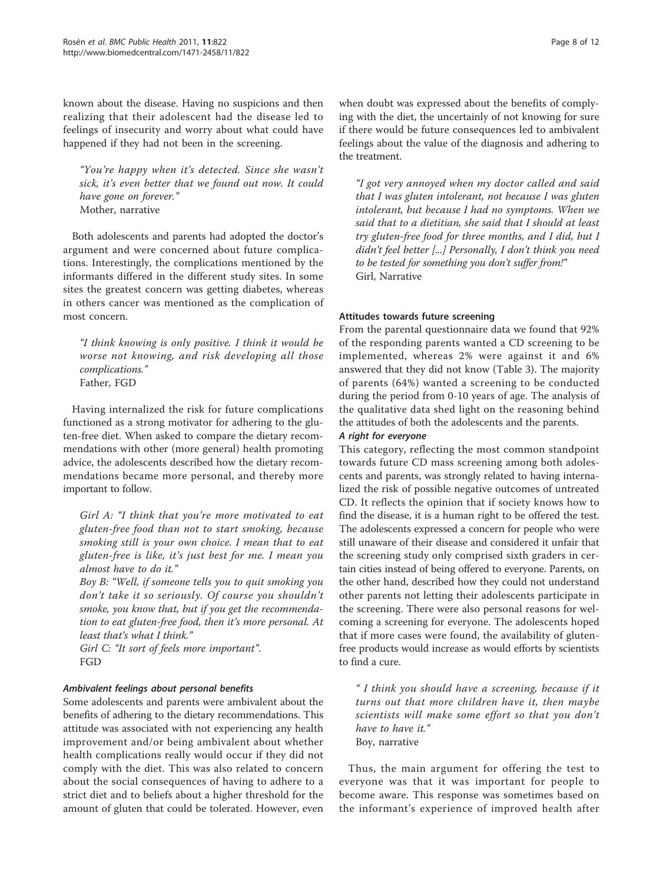known about the disease. Having no suspicions and then realizing that their adolescent had the disease led to feelings of insecurity and worry about what could have happened if they had not been in the screening.

> *"You're happy when it's detected. Since she wasn't sick, it's even better that we found out now. It could have gone on forever."*
> Mother, narrative

Both adolescents and parents had adopted the doctor's argument and were concerned about future complications. Interestingly, the complications mentioned by the informants differed in the different study sites. In some sites the greatest concern was getting diabetes, whereas in others cancer was mentioned as the complication of most concern.

> *"I think knowing is only positive. I think it would be worse not knowing, and risk developing all those complications."*
> Father, FGD

Having internalized the risk for future complications functioned as a strong motivator for adhering to the gluten-free diet. When asked to compare the dietary recommendations with other (more general) health promoting advice, the adolescents described how the dietary recommendations became more personal, and thereby more important to follow.

> *Girl A: "I think that you're more motivated to eat gluten-free food than not to start smoking, because smoking still is your own choice. I mean that to eat gluten-free is like, it's just best for me. I mean you almost have to do it."*
> *Boy B: "Well, if someone tells you to quit smoking you don't take it so seriously. Of course you shouldn't smoke, you know that, but if you get the recommendation to eat gluten-free food, then it's more personal. At least that's what I think."*
> *Girl C: "It sort of feels more important".*
> FGD

#### *Ambivalent feelings about personal benefits*

Some adolescents and parents were ambivalent about the benefits of adhering to the dietary recommendations. This attitude was associated with not experiencing any health improvement and/or being ambivalent about whether health complications really would occur if they did not comply with the diet. This was also related to concern about the social consequences of having to adhere to a strict diet and to beliefs about a higher threshold for the amount of gluten that could be tolerated. However, even when doubt was expressed about the benefits of complying with the diet, the uncertainly of not knowing for sure if there would be future consequences led to ambivalent feelings about the value of the diagnosis and adhering to the treatment.

> *"I got very annoyed when my doctor called and said that I was gluten intolerant, not because I was gluten intolerant, but because I had no symptoms. When we said that to a dietitian, she said that I should at least try gluten-free food for three months, and I did, but I didn't feel better [...] Personally, I don't think you need to be tested for something you don't suffer from!"*
> Girl, Narrative

### Attitudes towards future screening

From the parental questionnaire data we found that 92% of the responding parents wanted a CD screening to be implemented, whereas 2% were against it and 6% answered that they did not know (Table 3). The majority of parents (64%) wanted a screening to be conducted during the period from 0-10 years of age. The analysis of the qualitative data shed light on the reasoning behind the attitudes of both the adolescents and the parents.

#### *A right for everyone*

This category, reflecting the most common standpoint towards future CD mass screening among both adolescents and parents, was strongly related to having internalized the risk of possible negative outcomes of untreated CD. It reflects the opinion that if society knows how to find the disease, it is a human right to be offered the test. The adolescents expressed a concern for people who were still unaware of their disease and considered it unfair that the screening study only comprised sixth graders in certain cities instead of being offered to everyone. Parents, on the other hand, described how they could not understand other parents not letting their adolescents participate in the screening. There were also personal reasons for welcoming a screening for everyone. The adolescents hoped that if more cases were found, the availability of gluten-free products would increase as would efforts by scientists to find a cure.

> *" I think you should have a screening, because if it turns out that more children have it, then maybe scientists will make some effort so that you don't have to have it."*
> Boy, narrative

Thus, the main argument for offering the test to everyone was that it was important for people to become aware. This response was sometimes based on the informant's experience of improved health after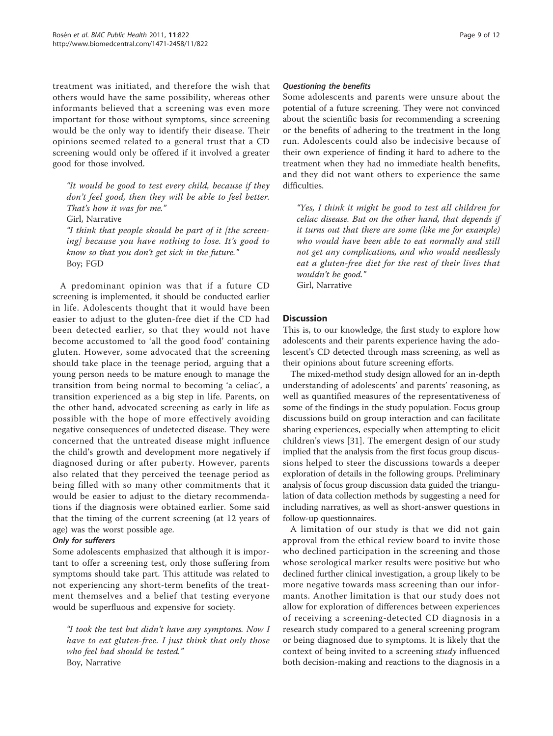treatment was initiated, and therefore the wish that others would have the same possibility, whereas other informants believed that a screening was even more important for those without symptoms, since screening would be the only way to identify their disease. Their opinions seemed related to a general trust that a CD screening would only be offered if it involved a greater good for those involved.

> "It would be good to test every child, because if they don't feel good, then they will be able to feel better. That's how it was for me."
> Girl, Narrative
> "I think that people should be part of it [the screening] because you have nothing to lose. It's good to know so that you don't get sick in the future."
> Boy; FGD

A predominant opinion was that if a future CD screening is implemented, it should be conducted earlier in life. Adolescents thought that it would have been easier to adjust to the gluten-free diet if the CD had been detected earlier, so that they would not have become accustomed to 'all the good food' containing gluten. However, some advocated that the screening should take place in the teenage period, arguing that a young person needs to be mature enough to manage the transition from being normal to becoming 'a celiac', a transition experienced as a big step in life. Parents, on the other hand, advocated screening as early in life as possible with the hope of more effectively avoiding negative consequences of undetected disease. They were concerned that the untreated disease might influence the child's growth and development more negatively if diagnosed during or after puberty. However, parents also related that they perceived the teenage period as being filled with so many other commitments that it would be easier to adjust to the dietary recommendations if the diagnosis were obtained earlier. Some said that the timing of the current screening (at 12 years of age) was the worst possible age.

#### *Only for sufferers*

Some adolescents emphasized that although it is important to offer a screening test, only those suffering from symptoms should take part. This attitude was related to not experiencing any short-term benefits of the treatment themselves and a belief that testing everyone would be superfluous and expensive for society.

> "I took the test but didn't have any symptoms. Now I have to eat gluten-free. I just think that only those who feel bad should be tested."
> Boy, Narrative

#### *Questioning the benefits*

Some adolescents and parents were unsure about the potential of a future screening. They were not convinced about the scientific basis for recommending a screening or the benefits of adhering to the treatment in the long run. Adolescents could also be indecisive because of their own experience of finding it hard to adhere to the treatment when they had no immediate health benefits, and they did not want others to experience the same difficulties.

> "Yes, I think it might be good to test all children for celiac disease. But on the other hand, that depends if it turns out that there are some (like me for example) who would have been able to eat normally and still not get any complications, and who would needlessly eat a gluten-free diet for the rest of their lives that wouldn't be good."
> Girl, Narrative

## Discussion

This is, to our knowledge, the first study to explore how adolescents and their parents experience having the adolescent's CD detected through mass screening, as well as their opinions about future screening efforts.

The mixed-method study design allowed for an in-depth understanding of adolescents' and parents' reasoning, as well as quantified measures of the representativeness of some of the findings in the study population. Focus group discussions build on group interaction and can facilitate sharing experiences, especially when attempting to elicit children's views [31]. The emergent design of our study implied that the analysis from the first focus group discussions helped to steer the discussions towards a deeper exploration of details in the following groups. Preliminary analysis of focus group discussion data guided the triangulation of data collection methods by suggesting a need for including narratives, as well as short-answer questions in follow-up questionnaires.

A limitation of our study is that we did not gain approval from the ethical review board to invite those who declined participation in the screening and those whose serological marker results were positive but who declined further clinical investigation, a group likely to be more negative towards mass screening than our informants. Another limitation is that our study does not allow for exploration of differences between experiences of receiving a screening-detected CD diagnosis in a research study compared to a general screening program or being diagnosed due to symptoms. It is likely that the context of being invited to a screening *study* influenced both decision-making and reactions to the diagnosis in a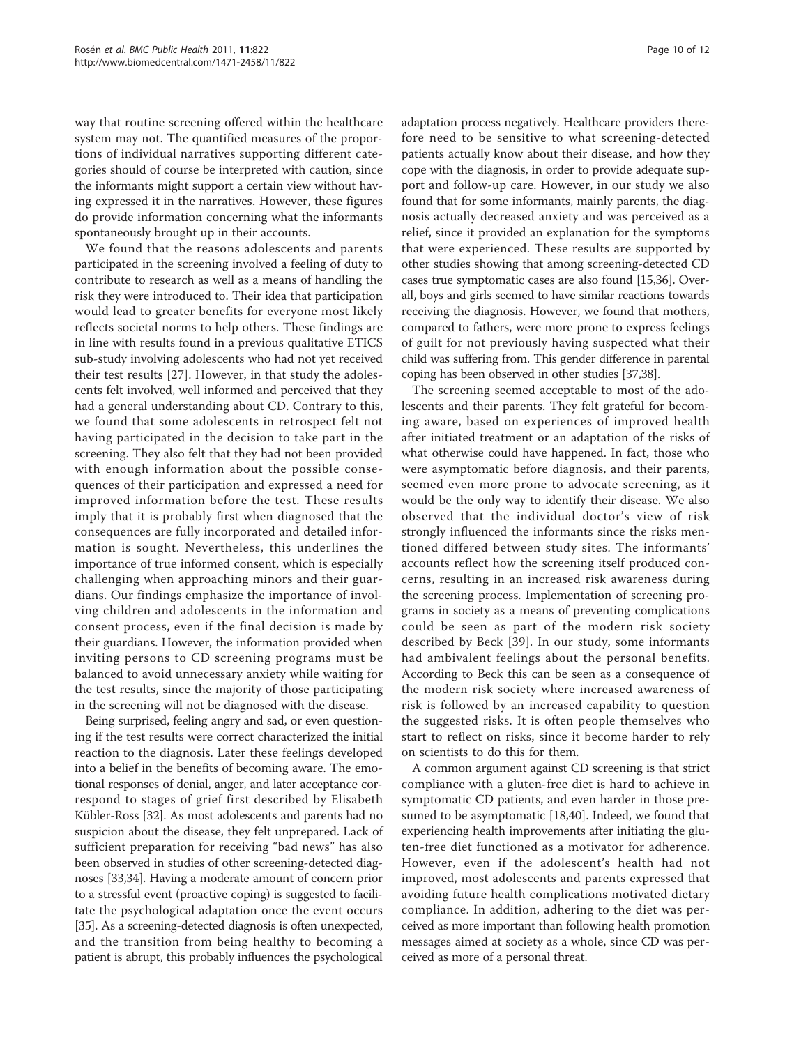way that routine screening offered within the healthcare system may not. The quantified measures of the proportions of individual narratives supporting different categories should of course be interpreted with caution, since the informants might support a certain view without having expressed it in the narratives. However, these figures do provide information concerning what the informants spontaneously brought up in their accounts.

We found that the reasons adolescents and parents participated in the screening involved a feeling of duty to contribute to research as well as a means of handling the risk they were introduced to. Their idea that participation would lead to greater benefits for everyone most likely reflects societal norms to help others. These findings are in line with results found in a previous qualitative ETICS sub-study involving adolescents who had not yet received their test results [27]. However, in that study the adolescents felt involved, well informed and perceived that they had a general understanding about CD. Contrary to this, we found that some adolescents in retrospect felt not having participated in the decision to take part in the screening. They also felt that they had not been provided with enough information about the possible consequences of their participation and expressed a need for improved information before the test. These results imply that it is probably first when diagnosed that the consequences are fully incorporated and detailed information is sought. Nevertheless, this underlines the importance of true informed consent, which is especially challenging when approaching minors and their guardians. Our findings emphasize the importance of involving children and adolescents in the information and consent process, even if the final decision is made by their guardians. However, the information provided when inviting persons to CD screening programs must be balanced to avoid unnecessary anxiety while waiting for the test results, since the majority of those participating in the screening will not be diagnosed with the disease.

Being surprised, feeling angry and sad, or even questioning if the test results were correct characterized the initial reaction to the diagnosis. Later these feelings developed into a belief in the benefits of becoming aware. The emotional responses of denial, anger, and later acceptance correspond to stages of grief first described by Elisabeth Kübler-Ross [32]. As most adolescents and parents had no suspicion about the disease, they felt unprepared. Lack of sufficient preparation for receiving "bad news" has also been observed in studies of other screening-detected diagnoses [33,34]. Having a moderate amount of concern prior to a stressful event (proactive coping) is suggested to facilitate the psychological adaptation once the event occurs [35]. As a screening-detected diagnosis is often unexpected, and the transition from being healthy to becoming a patient is abrupt, this probably influences the psychological adaptation process negatively. Healthcare providers therefore need to be sensitive to what screening-detected patients actually know about their disease, and how they cope with the diagnosis, in order to provide adequate support and follow-up care. However, in our study we also found that for some informants, mainly parents, the diagnosis actually decreased anxiety and was perceived as a relief, since it provided an explanation for the symptoms that were experienced. These results are supported by other studies showing that among screening-detected CD cases true symptomatic cases are also found [15,36]. Overall, boys and girls seemed to have similar reactions towards receiving the diagnosis. However, we found that mothers, compared to fathers, were more prone to express feelings of guilt for not previously having suspected what their child was suffering from. This gender difference in parental coping has been observed in other studies [37,38].

The screening seemed acceptable to most of the adolescents and their parents. They felt grateful for becoming aware, based on experiences of improved health after initiated treatment or an adaptation of the risks of what otherwise could have happened. In fact, those who were asymptomatic before diagnosis, and their parents, seemed even more prone to advocate screening, as it would be the only way to identify their disease. We also observed that the individual doctor's view of risk strongly influenced the informants since the risks mentioned differed between study sites. The informants' accounts reflect how the screening itself produced concerns, resulting in an increased risk awareness during the screening process. Implementation of screening programs in society as a means of preventing complications could be seen as part of the modern risk society described by Beck [39]. In our study, some informants had ambivalent feelings about the personal benefits. According to Beck this can be seen as a consequence of the modern risk society where increased awareness of risk is followed by an increased capability to question the suggested risks. It is often people themselves who start to reflect on risks, since it become harder to rely on scientists to do this for them.

A common argument against CD screening is that strict compliance with a gluten-free diet is hard to achieve in symptomatic CD patients, and even harder in those presumed to be asymptomatic [18,40]. Indeed, we found that experiencing health improvements after initiating the gluten-free diet functioned as a motivator for adherence. However, even if the adolescent's health had not improved, most adolescents and parents expressed that avoiding future health complications motivated dietary compliance. In addition, adhering to the diet was perceived as more important than following health promotion messages aimed at society as a whole, since CD was perceived as more of a personal threat.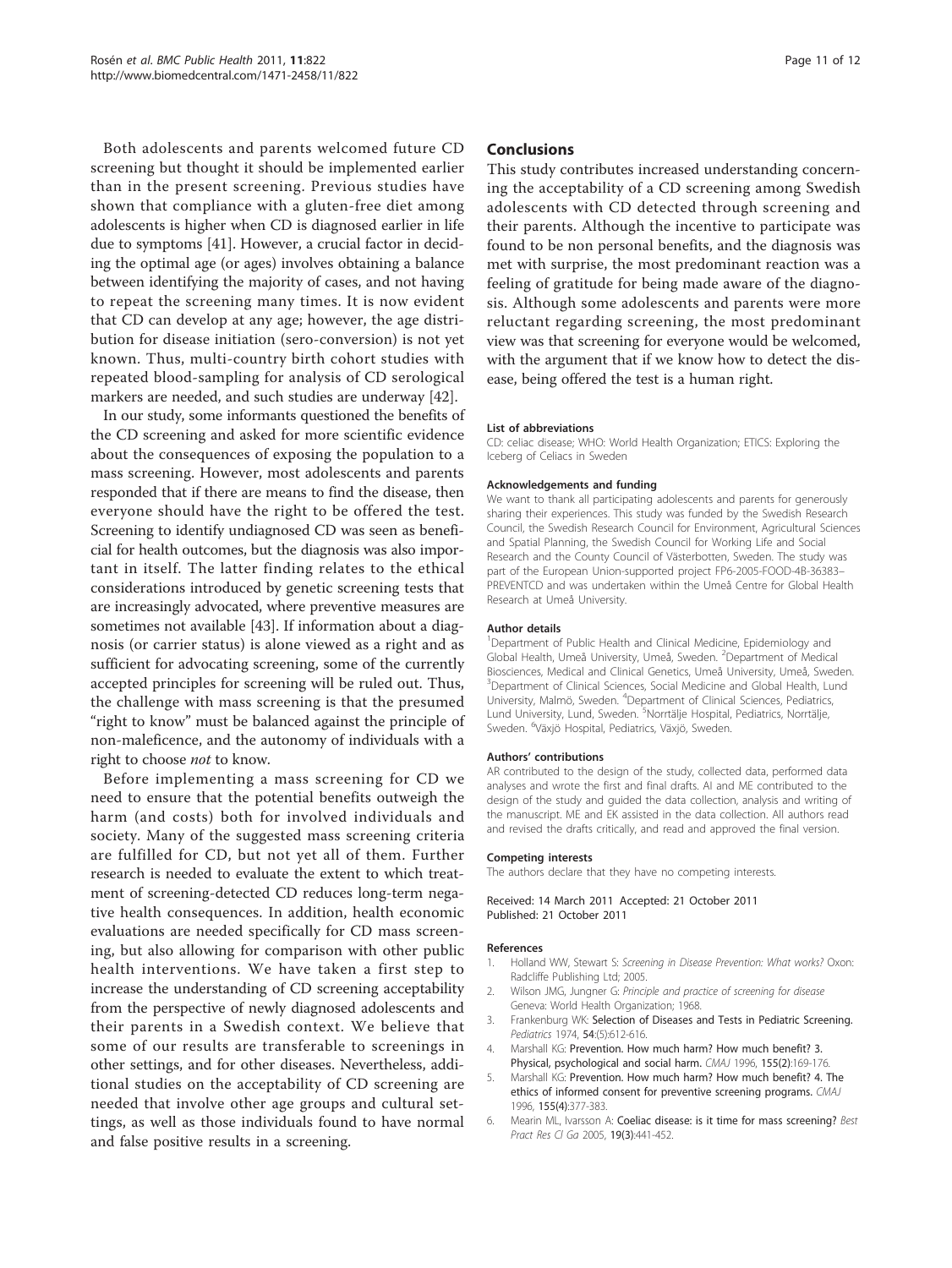Both adolescents and parents welcomed future CD screening but thought it should be implemented earlier than in the present screening. Previous studies have shown that compliance with a gluten-free diet among adolescents is higher when CD is diagnosed earlier in life due to symptoms [41]. However, a crucial factor in deciding the optimal age (or ages) involves obtaining a balance between identifying the majority of cases, and not having to repeat the screening many times. It is now evident that CD can develop at any age; however, the age distribution for disease initiation (sero-conversion) is not yet known. Thus, multi-country birth cohort studies with repeated blood-sampling for analysis of CD serological markers are needed, and such studies are underway [42].

In our study, some informants questioned the benefits of the CD screening and asked for more scientific evidence about the consequences of exposing the population to a mass screening. However, most adolescents and parents responded that if there are means to find the disease, then everyone should have the right to be offered the test. Screening to identify undiagnosed CD was seen as beneficial for health outcomes, but the diagnosis was also important in itself. The latter finding relates to the ethical considerations introduced by genetic screening tests that are increasingly advocated, where preventive measures are sometimes not available [43]. If information about a diagnosis (or carrier status) is alone viewed as a right and as sufficient for advocating screening, some of the currently accepted principles for screening will be ruled out. Thus, the challenge with mass screening is that the presumed "right to know" must be balanced against the principle of non-maleficence, and the autonomy of individuals with a right to choose *not* to know.

Before implementing a mass screening for CD we need to ensure that the potential benefits outweigh the harm (and costs) both for involved individuals and society. Many of the suggested mass screening criteria are fulfilled for CD, but not yet all of them. Further research is needed to evaluate the extent to which treatment of screening-detected CD reduces long-term negative health consequences. In addition, health economic evaluations are needed specifically for CD mass screening, but also allowing for comparison with other public health interventions. We have taken a first step to increase the understanding of CD screening acceptability from the perspective of newly diagnosed adolescents and their parents in a Swedish context. We believe that some of our results are transferable to screenings in other settings, and for other diseases. Nevertheless, additional studies on the acceptability of CD screening are needed that involve other age groups and cultural settings, as well as those individuals found to have normal and false positive results in a screening.

## Conclusions

This study contributes increased understanding concerning the acceptability of a CD screening among Swedish adolescents with CD detected through screening and their parents. Although the incentive to participate was found to be non personal benefits, and the diagnosis was met with surprise, the most predominant reaction was a feeling of gratitude for being made aware of the diagnosis. Although some adolescents and parents were more reluctant regarding screening, the most predominant view was that screening for everyone would be welcomed, with the argument that if we know how to detect the disease, being offered the test is a human right.

#### List of abbreviations

CD: celiac disease; WHO: World Health Organization; ETICS: Exploring the Iceberg of Celiacs in Sweden

#### Acknowledgements and funding

We want to thank all participating adolescents and parents for generously sharing their experiences. This study was funded by the Swedish Research Council, the Swedish Research Council for Environment, Agricultural Sciences and Spatial Planning, the Swedish Council for Working Life and Social Research and the County Council of Västerbotten, Sweden. The study was part of the European Union-supported project FP6-2005-FOOD-4B-36383–PREVENTCD and was undertaken within the Umeå Centre for Global Health Research at Umeå University.

#### Author details

[1]Department of Public Health and Clinical Medicine, Epidemiology and Global Health, Umeå University, Umeå, Sweden. [2]Department of Medical Biosciences, Medical and Clinical Genetics, Umeå University, Umeå, Sweden. [3]Department of Clinical Sciences, Social Medicine and Global Health, Lund University, Malmö, Sweden. [4]Department of Clinical Sciences, Pediatrics, Lund University, Lund, Sweden. [5]Norrtälje Hospital, Pediatrics, Norrtälje, Sweden. [6]Växjö Hospital, Pediatrics, Växjö, Sweden.

#### Authors' contributions

AR contributed to the design of the study, collected data, performed data analyses and wrote the first and final drafts. AI and ME contributed to the design of the study and guided the data collection, analysis and writing of the manuscript. ME and EK assisted in the data collection. All authors read and revised the drafts critically, and read and approved the final version.

#### Competing interests

The authors declare that they have no competing interests.

Received: 14 March 2011 Accepted: 21 October 2011
Published: 21 October 2011

#### References

1. Holland WW, Stewart S: *Screening in Disease Prevention: What works?* Oxon: Radcliffe Publishing Ltd; 2005.
2. Wilson JMG, Jungner G: *Principle and practice of screening for disease* Geneva: World Health Organization; 1968.
3. Frankenburg WK: **Selection of Diseases and Tests in Pediatric Screening.** *Pediatrics* 1974, **54**:(5):612-616.
4. Marshall KG: **Prevention. How much harm? How much benefit? 3. Physical, psychological and social harm.** *CMAJ* 1996, **155(2)**:169-176.
5. Marshall KG: **Prevention. How much harm? How much benefit? 4. The ethics of informed consent for preventive screening programs.** *CMAJ* 1996, **155(4)**:377-383.
6. Mearin ML, Ivarsson A: **Coeliac disease: is it time for mass screening?** *Best Pract Res Cl Ga* 2005, **19(3)**:441-452.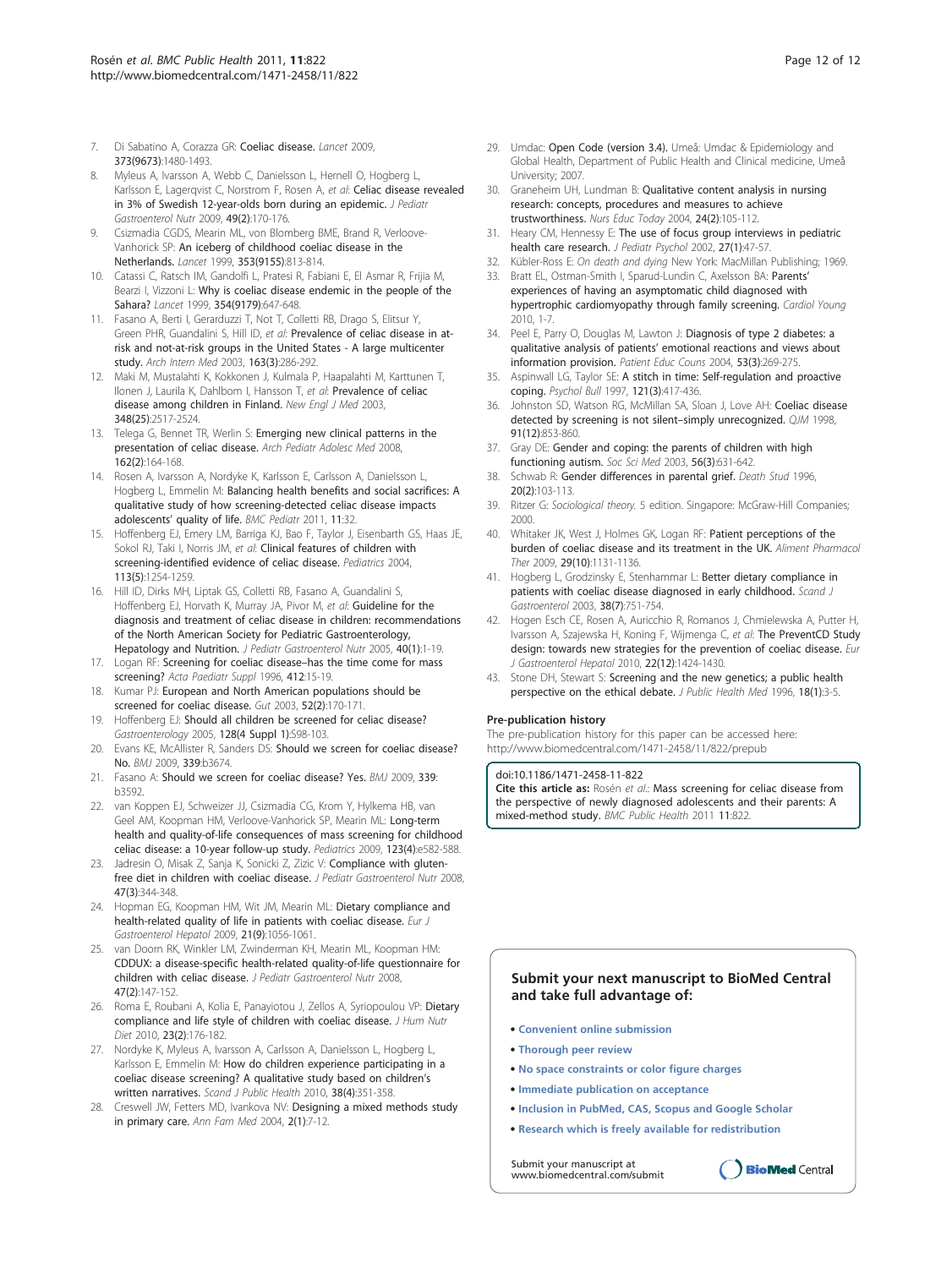7. Di Sabatino A, Corazza GR: **Coeliac disease.** *Lancet* 2009, **373(9673)**:1480-1493.
8. Myleus A, Ivarsson A, Webb C, Danielsson L, Hernell O, Hogberg L, Karlsson E, Lagerqvist C, Norstrom F, Rosen A, *et al*: **Celiac disease revealed in 3% of Swedish 12-year-olds born during an epidemic.** *J Pediatr Gastroenterol Nutr* 2009, **49(2)**:170-176.
9. Csizmadia CGDS, Mearin ML, von Blomberg BME, Brand R, Verloove-Vanhorick SP: **An iceberg of childhood coeliac disease in the Netherlands.** *Lancet* 1999, **353(9155)**:813-814.
10. Catassi C, Ratsch IM, Gandolfi L, Pratesi R, Fabiani E, El Asmar R, Frijia M, Bearzi I, Vizzoni L: **Why is coeliac disease endemic in the people of the Sahara?** *Lancet* 1999, **354(9179)**:647-648.
11. Fasano A, Berti I, Gerarduzzi T, Not T, Colletti RB, Drago S, Elitsur Y, Green PHR, Guandalini S, Hill ID, *et al*: **Prevalence of celiac disease in at-risk and not-at-risk groups in the United States - A large multicenter study.** *Arch Intern Med* 2003, **163(3)**:286-292.
12. Maki M, Mustalahti K, Kokkonen J, Kulmala P, Haapalahti M, Karttunen T, Ilonen J, Laurila K, Dahlbom I, Hansson T, *et al*: **Prevalence of celiac disease among children in Finland.** *New Engl J Med* 2003, **348(25)**:2517-2524.
13. Telega G, Bennet TR, Werlin S: **Emerging new clinical patterns in the presentation of celiac disease.** *Arch Pediatr Adolesc Med* 2008, **162(2)**:164-168.
14. Rosen A, Ivarsson A, Nordyke K, Karlsson E, Carlsson A, Danielsson L, Hogberg L, Emmelin M: **Balancing health benefits and social sacrifices: A qualitative study of how screening-detected celiac disease impacts adolescents' quality of life.** *BMC Pediatr* 2011, **11**:32.
15. Hoffenberg EJ, Emery LM, Barriga KJ, Bao F, Taylor J, Eisenbarth GS, Haas JE, Sokol RJ, Taki I, Norris JM, *et al*: **Clinical features of children with screening-identified evidence of celiac disease.** *Pediatrics* 2004, **113(5)**:1254-1259.
16. Hill ID, Dirks MH, Liptak GS, Colletti RB, Fasano A, Guandalini S, Hoffenberg EJ, Horvath K, Murray JA, Pivor M, *et al*: **Guideline for the diagnosis and treatment of celiac disease in children: recommendations of the North American Society for Pediatric Gastroenterology, Hepatology and Nutrition.** *J Pediatr Gastroenterol Nutr* 2005, **40(1)**:1-19.
17. Logan RF: **Screening for coeliac disease–has the time come for mass screening?** *Acta Paediatr Suppl* 1996, **412**:15-19.
18. Kumar PJ: **European and North American populations should be screened for coeliac disease.** *Gut* 2003, **52(2)**:170-171.
19. Hoffenberg EJ: **Should all children be screened for celiac disease?** *Gastroenterology* 2005, **128(4 Suppl 1)**:S98-103.
20. Evans KE, McAllister R, Sanders DS: **Should we screen for coeliac disease? No.** *BMJ* 2009, **339**:b3674.
21. Fasano A: **Should we screen for coeliac disease? Yes.** *BMJ* 2009, **339**: b3592.
22. van Koppen EJ, Schweizer JJ, Csizmadia CG, Krom Y, Hylkema HB, van Geel AM, Koopman HM, Verloove-Vanhorick SP, Mearin ML: **Long-term health and quality-of-life consequences of mass screening for childhood celiac disease: a 10-year follow-up study.** *Pediatrics* 2009, **123(4)**:e582-588.
23. Jadresin O, Misak Z, Sanja K, Sonicki Z, Zizic V: **Compliance with gluten-free diet in children with coeliac disease.** *J Pediatr Gastroenterol Nutr* 2008, **47(3)**:344-348.
24. Hopman EG, Koopman HM, Wit JM, Mearin ML: **Dietary compliance and health-related quality of life in patients with coeliac disease.** *Eur J Gastroenterol Hepatol* 2009, **21(9)**:1056-1061.
25. van Doorn RK, Winkler LM, Zwinderman KH, Mearin ML, Koopman HM: **CDDUX: a disease-specific health-related quality-of-life questionnaire for children with celiac disease.** *J Pediatr Gastroenterol Nutr* 2008, **47(2)**:147-152.
26. Roma E, Roubani A, Kolia E, Panayiotou J, Zellos A, Syriopoulou VP: **Dietary compliance and life style of children with coeliac disease.** *J Hum Nutr Diet* 2010, **23(2)**:176-182.
27. Nordyke K, Myleus A, Ivarsson A, Carlsson A, Danielsson L, Hogberg L, Karlsson E, Emmelin M: **How do children experience participating in a coeliac disease screening? A qualitative study based on children's written narratives.** *Scand J Public Health* 2010, **38(4)**:351-358.
28. Creswell JW, Fetters MD, Ivankova NV: **Designing a mixed methods study in primary care.** *Ann Fam Med* 2004, **2(1)**:7-12.
29. Umdac: **Open Code (version 3.4).** Umeå: Umdac & Epidemiology and Global Health, Department of Public Health and Clinical medicine, Umeå University; 2007.
30. Graneheim UH, Lundman B: **Qualitative content analysis in nursing research: concepts, procedures and measures to achieve trustworthiness.** *Nurs Educ Today* 2004, **24(2)**:105-112.
31. Heary CM, Hennessy E: **The use of focus group interviews in pediatric health care research.** *J Pediatr Psychol* 2002, **27(1)**:47-57.
32. Kübler-Ross E: *On death and dying* New York: MacMillan Publishing; 1969.
33. Bratt EL, Ostman-Smith I, Sparud-Lundin C, Axelsson BA: **Parents' experiences of having an asymptomatic child diagnosed with hypertrophic cardiomyopathy through family screening.** *Cardiol Young* 2010, 1-7.
34. Peel E, Parry O, Douglas M, Lawton J: **Diagnosis of type 2 diabetes: a qualitative analysis of patients' emotional reactions and views about information provision.** *Patient Educ Couns* 2004, **53(3)**:269-275.
35. Aspinwall LG, Taylor SE: **A stitch in time: Self-regulation and proactive coping.** *Psychol Bull* 1997, **121(3)**:417-436.
36. Johnston SD, Watson RG, McMillan SA, Sloan J, Love AH: **Coeliac disease detected by screening is not silent–simply unrecognized.** *QJM* 1998, **91(12)**:853-860.
37. Gray DE: **Gender and coping: the parents of children with high functioning autism.** *Soc Sci Med* 2003, **56(3)**:631-642.
38. Schwab R: **Gender differences in parental grief.** *Death Stud* 1996, **20(2)**:103-113.
39. Ritzer G: *Sociological theory.* 5 edition. Singapore: McGraw-Hill Companies; 2000.
40. Whitaker JK, West J, Holmes GK, Logan RF: **Patient perceptions of the burden of coeliac disease and its treatment in the UK.** *Aliment Pharmacol Ther* 2009, **29(10)**:1131-1136.
41. Hogberg L, Grodzinsky E, Stenhammar L: **Better dietary compliance in patients with coeliac disease diagnosed in early childhood.** *Scand J Gastroenterol* 2003, **38(7)**:751-754.
42. Hogen Esch CE, Rosen A, Auricchio R, Romanos J, Chmielewska A, Putter H, Ivarsson A, Szajewska H, Koning F, Wijmenga C, *et al*: **The PreventCD Study design: towards new strategies for the prevention of coeliac disease.** *Eur J Gastroenterol Hepatol* 2010, **22(12)**:1424-1430.
43. Stone DH, Stewart S: **Screening and the new genetics; a public health perspective on the ethical debate.** *J Public Health Med* 1996, **18(1)**:3-5.

## Pre-publication history

The pre-publication history for this paper can be accessed here: http://www.biomedcentral.com/1471-2458/11/822/prepub

doi:10.1186/1471-2458-11-822

**Cite this article as:** Rosén *et al.*: Mass screening for celiac disease from the perspective of newly diagnosed adolescents and their parents: A mixed-method study. *BMC Public Health* 2011 11:822.

**Submit your next manuscript to BioMed Central and take full advantage of:**

- **Convenient online submission**
- **Thorough peer review**
- **No space constraints or color figure charges**
- **Immediate publication on acceptance**
- **Inclusion in PubMed, CAS, Scopus and Google Scholar**
- **Research which is freely available for redistribution**

Submit your manuscript at www.biomedcentral.com/submit

BioMed Central